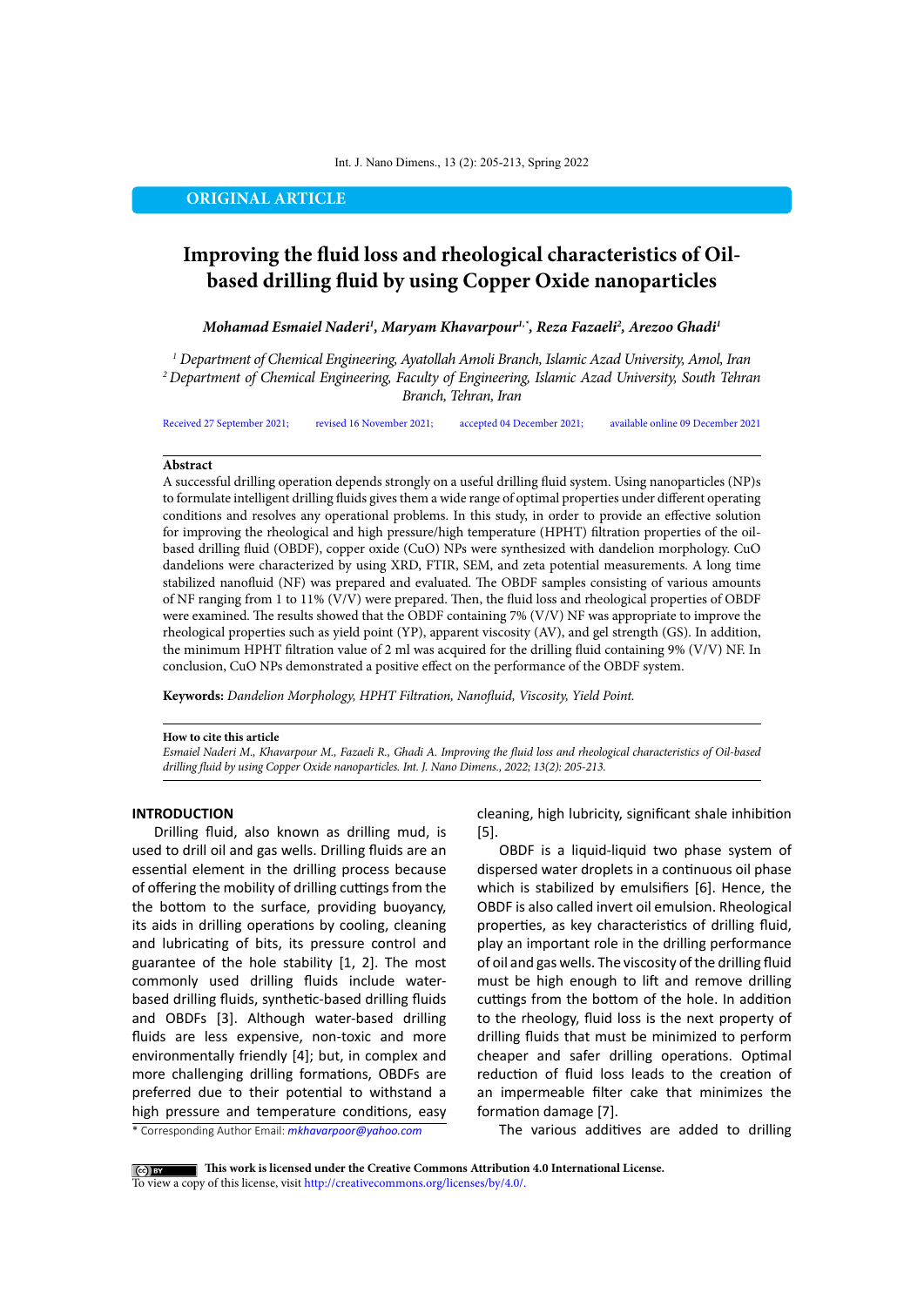ORIGINAL ARTICLE

# Improving the fluid loss and rheological characteristics of Oil-based drilling fluid by using Copper Oxide nanoparticles

*Mohamad Esmaiel Naderi[1], Maryam Khavarpour[1,*], Reza Fazaeli[2], Arezoo Ghadi[1]*

[1] *Department of Chemical Engineering, Ayatollah Amoli Branch, Islamic Azad University, Amol, Iran*
[2] *Department of Chemical Engineering, Faculty of Engineering, Islamic Azad University, South Tehran Branch, Tehran, Iran*

Received 27 September 2021; revised 16 November 2021; accepted 04 December 2021; available online 09 December 2021

## Abstract

A successful drilling operation depends strongly on a useful drilling fluid system. Using nanoparticles (NP)s to formulate intelligent drilling fluids gives them a wide range of optimal properties under different operating conditions and resolves any operational problems. In this study, in order to provide an effective solution for improving the rheological and high pressure/high temperature (HPHT) filtration properties of the oil-based drilling fluid (OBDF), copper oxide (CuO) NPs were synthesized with dandelion morphology. CuO dandelions were characterized by using XRD, FTIR, SEM, and zeta potential measurements. A long time stabilized nanofluid (NF) was prepared and evaluated. The OBDF samples consisting of various amounts of NF ranging from 1 to 11% (V/V) were prepared. Then, the fluid loss and rheological properties of OBDF were examined. The results showed that the OBDF containing 7% (V/V) NF was appropriate to improve the rheological properties such as yield point (YP), apparent viscosity (AV), and gel strength (GS). In addition, the minimum HPHT filtration value of 2 ml was acquired for the drilling fluid containing 9% (V/V) NF. In conclusion, CuO NPs demonstrated a positive effect on the performance of the OBDF system.

**Keywords:** *Dandelion Morphology, HPHT Filtration, Nanofluid, Viscosity, Yield Point.*

**How to cite this article**
*Esmaiel Naderi M., Khavarpour M., Fazaeli R., Ghadi A. Improving the fluid loss and rheological characteristics of Oil-based drilling fluid by using Copper Oxide nanoparticles. Int. J. Nano Dimens., 2022; 13(2): 205-213.*

## INTRODUCTION

Drilling fluid, also known as drilling mud, is used to drill oil and gas wells. Drilling fluids are an essential element in the drilling process because of offering the mobility of drilling cuttings from the the bottom to the surface, providing buoyancy, its aids in drilling operations by cooling, cleaning and lubricating of bits, its pressure control and guarantee of the hole stability [1, 2]. The most commonly used drilling fluids include water-based drilling fluids, synthetic-based drilling fluids and OBDFs [3]. Although water-based drilling fluids are less expensive, non-toxic and more environmentally friendly [4]; but, in complex and more challenging drilling formations, OBDFs are preferred due to their potential to withstand a high pressure and temperature conditions, easy cleaning, high lubricity, significant shale inhibition [5].

OBDF is a liquid-liquid two phase system of dispersed water droplets in a continuous oil phase which is stabilized by emulsifiers [6]. Hence, the OBDF is also called invert oil emulsion. Rheological properties, as key characteristics of drilling fluid, play an important role in the drilling performance of oil and gas wells. The viscosity of the drilling fluid must be high enough to lift and remove drilling cuttings from the bottom of the hole. In addition to the rheology, fluid loss is the next property of drilling fluids that must be minimized to perform cheaper and safer drilling operations. Optimal reduction of fluid loss leads to the creation of an impermeable filter cake that minimizes the formation damage [7].

The various additives are added to drilling

\* Corresponding Author Email: *mkhavarpoor@yahoo.com*

This work is licensed under the Creative Commons Attribution 4.0 International License.
To view a copy of this license, visit http://creativecommons.org/licenses/by/4.0/.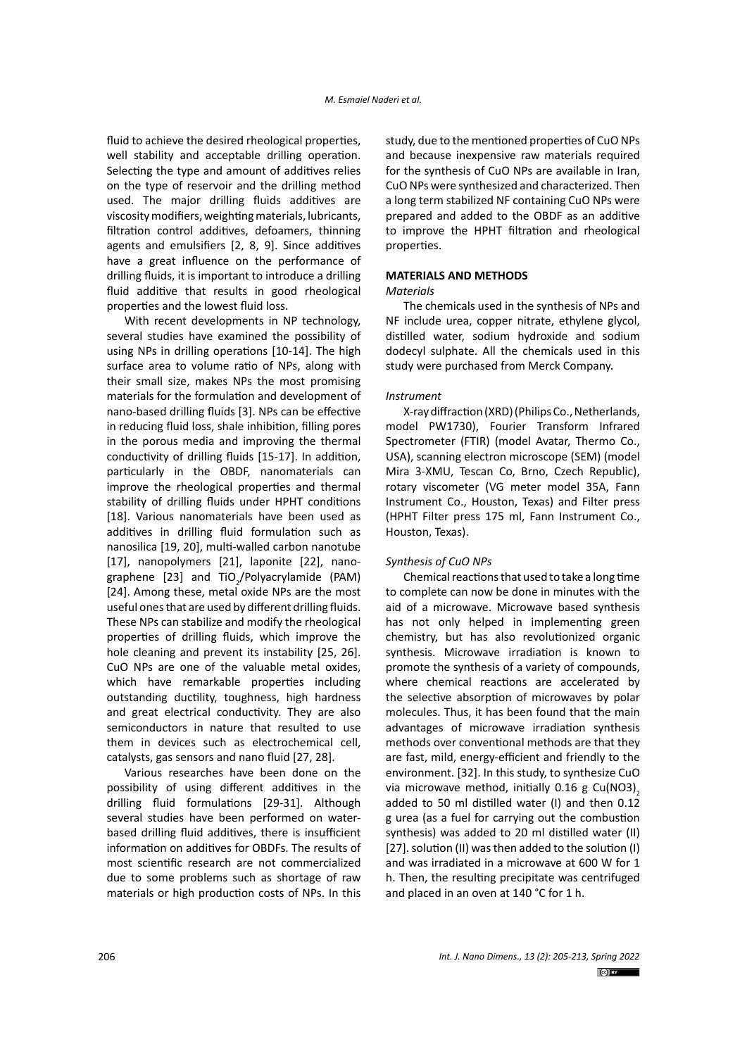fluid to achieve the desired rheological properties, well stability and acceptable drilling operation. Selecting the type and amount of additives relies on the type of reservoir and the drilling method used. The major drilling fluids additives are viscosity modifiers, weighting materials, lubricants, filtration control additives, defoamers, thinning agents and emulsifiers [2, 8, 9]. Since additives have a great influence on the performance of drilling fluids, it is important to introduce a drilling fluid additive that results in good rheological properties and the lowest fluid loss.

With recent developments in NP technology, several studies have examined the possibility of using NPs in drilling operations [10-14]. The high surface area to volume ratio of NPs, along with their small size, makes NPs the most promising materials for the formulation and development of nano-based drilling fluids [3]. NPs can be effective in reducing fluid loss, shale inhibition, filling pores in the porous media and improving the thermal conductivity of drilling fluids [15-17]. In addition, particularly in the OBDF, nanomaterials can improve the rheological properties and thermal stability of drilling fluids under HPHT conditions [18]. Various nanomaterials have been used as additives in drilling fluid formulation such as nanosilica [19, 20], multi-walled carbon nanotube [17], nanopolymers [21], laponite [22], nano-graphene [23] and $TiO_2$/Polyacrylamide (PAM) [24]. Among these, metal oxide NPs are the most useful ones that are used by different drilling fluids. These NPs can stabilize and modify the rheological properties of drilling fluids, which improve the hole cleaning and prevent its instability [25, 26]. CuO NPs are one of the valuable metal oxides, which have remarkable properties including outstanding ductility, toughness, high hardness and great electrical conductivity. They are also semiconductors in nature that resulted to use them in devices such as electrochemical cell, catalysts, gas sensors and nano fluid [27, 28].

Various researches have been done on the possibility of using different additives in the drilling fluid formulations [29-31]. Although several studies have been performed on water-based drilling fluid additives, there is insufficient information on additives for OBDFs. The results of most scientific research are not commercialized due to some problems such as shortage of raw materials or high production costs of NPs. In this study, due to the mentioned properties of CuO NPs and because inexpensive raw materials required for the synthesis of CuO NPs are available in Iran, CuO NPs were synthesized and characterized. Then a long term stabilized NF containing CuO NPs were prepared and added to the OBDF as an additive to improve the HPHT filtration and rheological properties.

## MATERIALS AND METHODS

### *Materials*

The chemicals used in the synthesis of NPs and NF include urea, copper nitrate, ethylene glycol, distilled water, sodium hydroxide and sodium dodecyl sulphate. All the chemicals used in this study were purchased from Merck Company.

### *Instrument*

X-ray diffraction (XRD) (Philips Co., Netherlands, model PW1730), Fourier Transform Infrared Spectrometer (FTIR) (model Avatar, Thermo Co., USA), scanning electron microscope (SEM) (model Mira 3-XMU, Tescan Co, Brno, Czech Republic), rotary viscometer (VG meter model 35A, Fann Instrument Co., Houston, Texas) and Filter press (HPHT Filter press 175 ml, Fann Instrument Co., Houston, Texas).

### *Synthesis of CuO NPs*

Chemical reactions that used to take a long time to complete can now be done in minutes with the aid of a microwave. Microwave based synthesis has not only helped in implementing green chemistry, but has also revolutionized organic synthesis. Microwave irradiation is known to promote the synthesis of a variety of compounds, where chemical reactions are accelerated by the selective absorption of microwaves by polar molecules. Thus, it has been found that the main advantages of microwave irradiation synthesis methods over conventional methods are that they are fast, mild, energy-efficient and friendly to the environment. [32]. In this study, to synthesize CuO via microwave method, initially 0.16 g $Cu(NO3)_2$ added to 50 ml distilled water (I) and then 0.12 g urea (as a fuel for carrying out the combustion synthesis) was added to 20 ml distilled water (II) [27]. solution (II) was then added to the solution (I) and was irradiated in a microwave at 600 W for 1 h. Then, the resulting precipitate was centrifuged and placed in an oven at 140 °C for 1 h.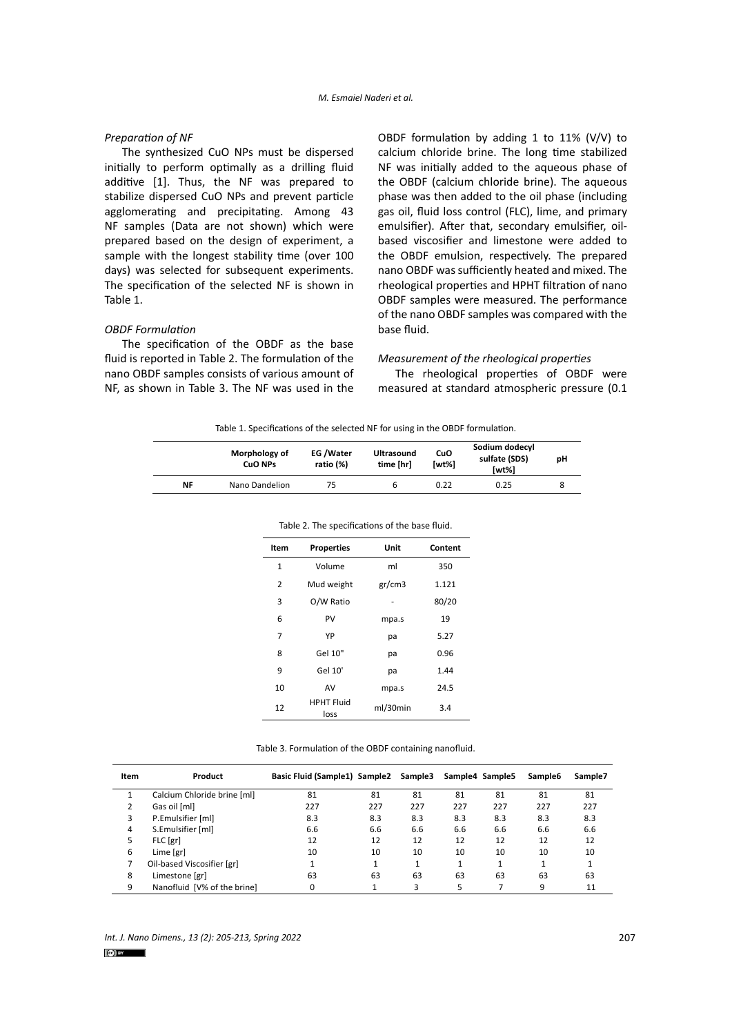*Preparation of NF*

The synthesized CuO NPs must be dispersed initially to perform optimally as a drilling fluid additive [1]. Thus, the NF was prepared to stabilize dispersed CuO NPs and prevent particle agglomerating and precipitating. Among 43 NF samples (Data are not shown) which were prepared based on the design of experiment, a sample with the longest stability time (over 100 days) was selected for subsequent experiments. The specification of the selected NF is shown in Table 1.

*OBDF Formulation*

The specification of the OBDF as the base fluid is reported in Table 2. The formulation of the nano OBDF samples consists of various amount of NF, as shown in Table 3. The NF was used in the OBDF formulation by adding 1 to 11% (V/V) to calcium chloride brine. The long time stabilized NF was initially added to the aqueous phase of the OBDF (calcium chloride brine). The aqueous phase was then added to the oil phase (including gas oil, fluid loss control (FLC), lime, and primary emulsifier). After that, secondary emulsifier, oil-based viscosifier and limestone were added to the OBDF emulsion, respectively. The prepared nano OBDF was sufficiently heated and mixed. The rheological properties and HPHT filtration of nano OBDF samples were measured. The performance of the nano OBDF samples was compared with the base fluid.

*Measurement of the rheological properties*

The rheological properties of OBDF were measured at standard atmospheric pressure (0.1

Table 1. Specifications of the selected NF for using in the OBDF formulation.

| | Morphology of CuO NPs | EG /Water ratio (%) | Ultrasound time [hr] | CuO [wt%] | Sodium dodecyl sulfate (SDS) [wt%] | pH |
|---|---|---|---|---|---|---|
| **NF** | Nano Dandelion | 75 | 6 | 0.22 | 0.25 | 8 |

Table 2. The specifications of the base fluid.

| Item | Properties | Unit | Content |
|---|---|---|---|
| 1 | Volume | ml | 350 |
| 2 | Mud weight | gr/cm3 | 1.121 |
| 3 | O/W Ratio | - | 80/20 |
| 6 | PV | mpa.s | 19 |
| 7 | YP | pa | 5.27 |
| 8 | Gel 10" | pa | 0.96 |
| 9 | Gel 10' | pa | 1.44 |
| 10 | AV | mpa.s | 24.5 |
| 12 | HPHT Fluid loss | ml/30min | 3.4 |

Table 3. Formulation of the OBDF containing nanofluid.

| Item | Product | Basic Fluid (Sample1) | Sample2 | Sample3 | Sample4 | Sample5 | Sample6 | Sample7 |
|---|---|---|---|---|---|---|---|---|
| 1 | Calcium Chloride brine [ml] | 81 | 81 | 81 | 81 | 81 | 81 | 81 |
| 2 | Gas oil [ml] | 227 | 227 | 227 | 227 | 227 | 227 | 227 |
| 3 | P.Emulsifier [ml] | 8.3 | 8.3 | 8.3 | 8.3 | 8.3 | 8.3 | 8.3 |
| 4 | S.Emulsifier [ml] | 6.6 | 6.6 | 6.6 | 6.6 | 6.6 | 6.6 | 6.6 |
| 5 | FLC [gr] | 12 | 12 | 12 | 12 | 12 | 12 | 12 |
| 6 | Lime [gr] | 10 | 10 | 10 | 10 | 10 | 10 | 10 |
| 7 | Oil-based Viscosifier [gr] | 1 | 1 | 1 | 1 | 1 | 1 | 1 |
| 8 | Limestone [gr] | 63 | 63 | 63 | 63 | 63 | 63 | 63 |
| 9 | Nanofluid [V% of the brine] | 0 | 1 | 3 | 5 | 7 | 9 | 11 |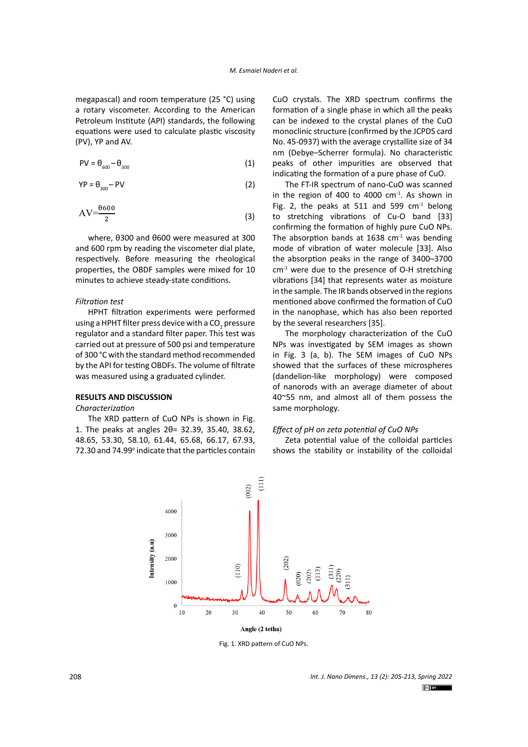megapascal) and room temperature (25 °C) using a rotary viscometer. According to the American Petroleum Institute (API) standards, the following equations were used to calculate plastic viscosity (PV), YP and AV.

$$PV = \theta_{600} - \theta_{300} \tag{1}$$

$$YP = \theta_{300} - PV \tag{2}$$

$$AV = \frac{\theta 600}{2} \tag{3}$$

where, θ300 and θ600 were measured at 300 and 600 rpm by reading the viscometer dial plate, respectively. Before measuring the rheological properties, the OBDF samples were mixed for 10 minutes to achieve steady-state conditions.

*Filtration test*

HPHT filtration experiments were performed using a HPHT filter press device with a $CO_2$ pressure regulator and a standard filter paper. This test was carried out at pressure of 500 psi and temperature of 300 °C with the standard method recommended by the API for testing OBDFs. The volume of filtrate was measured using a graduated cylinder.

## RESULTS AND DISCUSSION

*Characterization*

The XRD pattern of CuO NPs is shown in Fig. 1. The peaks at angles 2θ= 32.39, 35.40, 38.62, 48.65, 53.30, 58.10, 61.44, 65.68, 66.17, 67.93, 72.30 and 74.99° indicate that the particles contain CuO crystals. The XRD spectrum confirms the formation of a single phase in which all the peaks can be indexed to the crystal planes of the CuO monoclinic structure (confirmed by the JCPDS card No. 45-0937) with the average crystallite size of 34 nm (Debye–Scherrer formula). No characteristic peaks of other impurities are observed that indicating the formation of a pure phase of CuO.

The FT-IR spectrum of nano-CuO was scanned in the region of 400 to 4000 $cm^{-1}$. As shown in Fig. 2, the peaks at 511 and 599 $cm^{-1}$ belong to stretching vibrations of Cu-O band [33] confirming the formation of highly pure CuO NPs. The absorption bands at 1638 $cm^{-1}$ was bending mode of vibration of water molecule [33]. Also the absorption peaks in the range of 3400–3700 $cm^{-1}$ were due to the presence of O-H stretching vibrations [34] that represents water as moisture in the sample. The IR bands observed in the regions mentioned above confirmed the formation of CuO in the nanophase, which has also been reported by the several researchers [35].

The morphology characterization of the CuO NPs was investigated by SEM images as shown in Fig. 3 (a, b). The SEM images of CuO NPs showed that the surfaces of these microspheres (dandelion-like morphology) were composed of nanorods with an average diameter of about 40~55 nm, and almost all of them possess the same morphology.

*Effect of pH on zeta potential of CuO NPs*

Zeta potential value of the colloidal particles shows the stability or instability of the colloidal

Intensity (a.u)
0
1000
2000
3000
4000
10
20
30
40
50
60
70
80
Angle (2 tetha)
(110)
(002)
(111)
(202)
(020)
(202)
(113)
(311)
(220)
(311)

Fig. 1. XRD pattern of CuO NPs.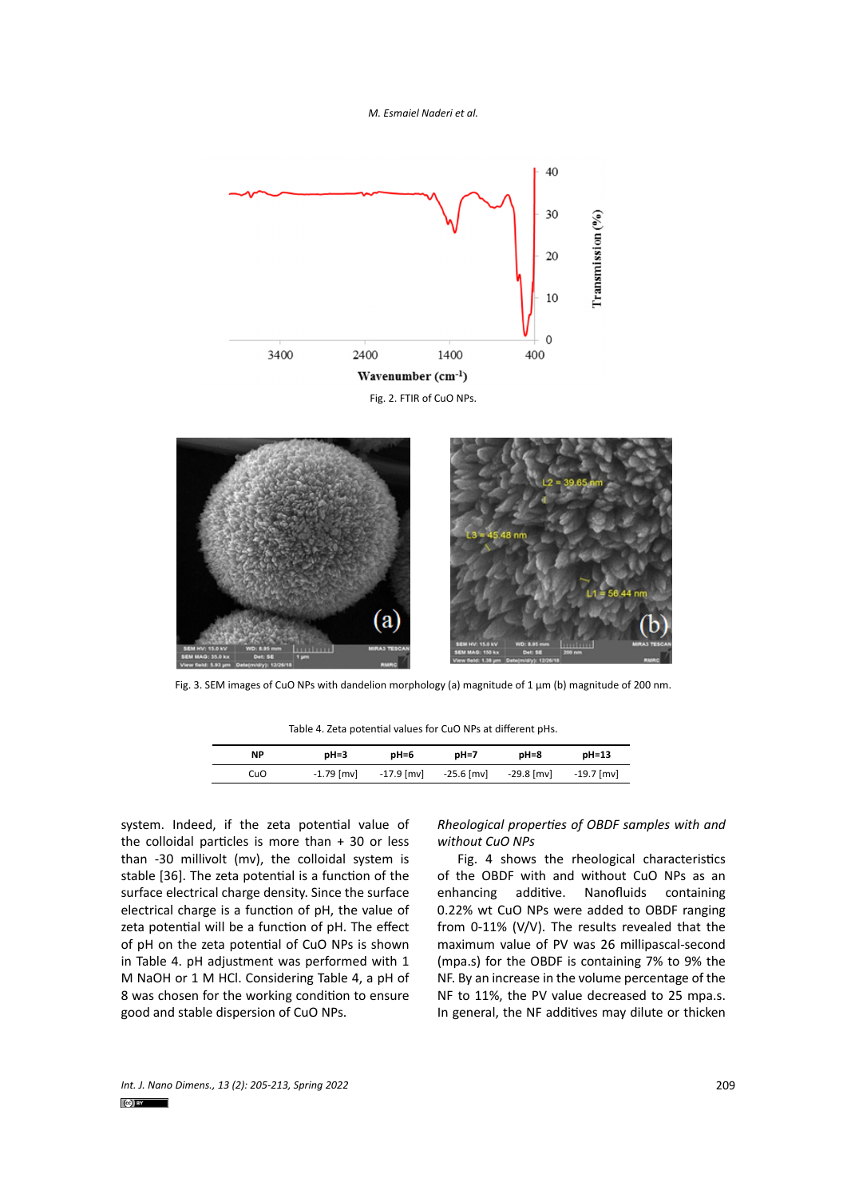3400
2400
1400
400
Wavenumber (cm$^{-1}$)
40
30
20
10
0
Transmission (%)

Fig. 2. FTIR of CuO NPs.

(a)

L2 = 39.65 nm
L3 = 45.48 nm
L1 = 56.44 nm
(b)

Fig. 3. SEM images of CuO NPs with dandelion morphology (a) magnitude of 1 µm (b) magnitude of 200 nm.

Table 4. Zeta potential values for CuO NPs at different pHs.

| NP | pH=3 | pH=6 | pH=7 | pH=8 | pH=13 |
|---|---|---|---|---|---|
| CuO | -1.79 [mv] | -17.9 [mv] | -25.6 [mv] | -29.8 [mv] | -19.7 [mv] |

system. Indeed, if the zeta potential value of the colloidal particles is more than + 30 or less than -30 millivolt (mv), the colloidal system is stable [36]. The zeta potential is a function of the surface electrical charge density. Since the surface electrical charge is a function of pH, the value of zeta potential will be a function of pH. The effect of pH on the zeta potential of CuO NPs is shown in Table 4. pH adjustment was performed with 1 M NaOH or 1 M HCl. Considering Table 4, a pH of 8 was chosen for the working condition to ensure good and stable dispersion of CuO NPs.

*Rheological properties of OBDF samples with and without CuO NPs*

Fig. 4 shows the rheological characteristics of the OBDF with and without CuO NPs as an enhancing additive. Nanofluids containing 0.22% wt CuO NPs were added to OBDF ranging from 0-11% (V/V). The results revealed that the maximum value of PV was 26 millipascal-second (mpa.s) for the OBDF is containing 7% to 9% the NF. By an increase in the volume percentage of the NF to 11%, the PV value decreased to 25 mpa.s. In general, the NF additives may dilute or thicken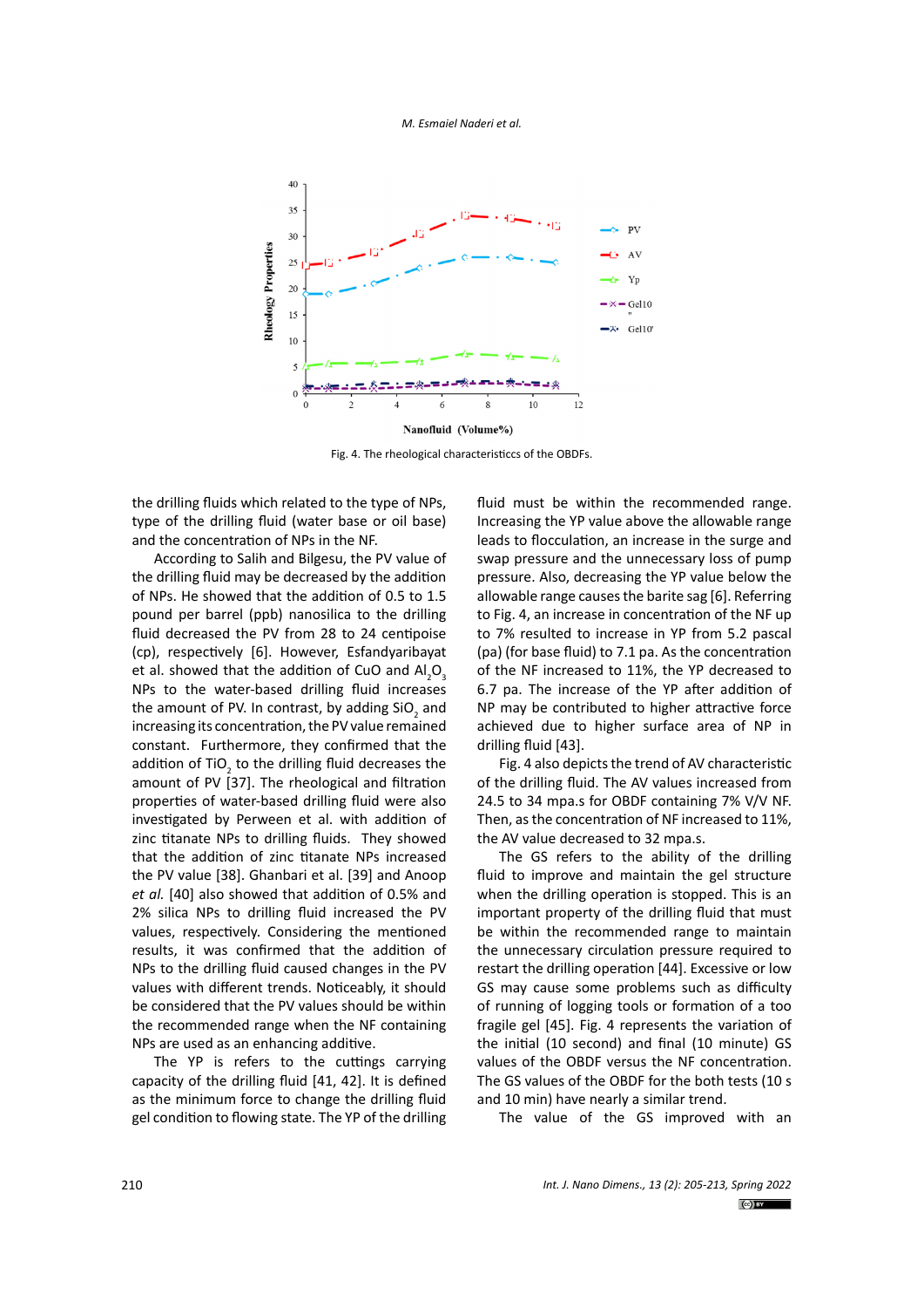Rheology Properties

40
35
30
25
20
15
10
5
0

0
2
4
6
8
10
12

Nanofluid (Volume%)

PV
AV
Yp
Gel10"
Gel10'

Fig. 4. The rheological characteristiccs of the OBDFs.

the drilling fluids which related to the type of NPs, type of the drilling fluid (water base or oil base) and the concentration of NPs in the NF.

According to Salih and Bilgesu, the PV value of the drilling fluid may be decreased by the addition of NPs. He showed that the addition of 0.5 to 1.5 pound per barrel (ppb) nanosilica to the drilling fluid decreased the PV from 28 to 24 centipoise (cp), respectively [6]. However, Esfandyaribayat et al. showed that the addition of CuO and $Al_2O_3$ NPs to the water-based drilling fluid increases the amount of PV. In contrast, by adding $SiO_2$ and increasing its concentration, the PV value remained constant. Furthermore, they confirmed that the addition of $TiO_2$ to the drilling fluid decreases the amount of PV [37]. The rheological and filtration properties of water-based drilling fluid were also investigated by Perween et al. with addition of zinc titanate NPs to drilling fluids. They showed that the addition of zinc titanate NPs increased the PV value [38]. Ghanbari et al. [39] and Anoop *et al.* [40] also showed that addition of 0.5% and 2% silica NPs to drilling fluid increased the PV values, respectively. Considering the mentioned results, it was confirmed that the addition of NPs to the drilling fluid caused changes in the PV values with different trends. Noticeably, it should be considered that the PV values should be within the recommended range when the NF containing NPs are used as an enhancing additive.

The YP is refers to the cuttings carrying capacity of the drilling fluid [41, 42]. It is defined as the minimum force to change the drilling fluid gel condition to flowing state. The YP of the drilling fluid must be within the recommended range. Increasing the YP value above the allowable range leads to flocculation, an increase in the surge and swap pressure and the unnecessary loss of pump pressure. Also, decreasing the YP value below the allowable range causes the barite sag [6]. Referring to Fig. 4, an increase in concentration of the NF up to 7% resulted to increase in YP from 5.2 pascal (pa) (for base fluid) to 7.1 pa. As the concentration of the NF increased to 11%, the YP decreased to 6.7 pa. The increase of the YP after addition of NP may be contributed to higher attractive force achieved due to higher surface area of NP in drilling fluid [43].

Fig. 4 also depicts the trend of AV characteristic of the drilling fluid. The AV values increased from 24.5 to 34 mpa.s for OBDF containing 7% V/V NF. Then, as the concentration of NF increased to 11%, the AV value decreased to 32 mpa.s.

The GS refers to the ability of the drilling fluid to improve and maintain the gel structure when the drilling operation is stopped. This is an important property of the drilling fluid that must be within the recommended range to maintain the unnecessary circulation pressure required to restart the drilling operation [44]. Excessive or low GS may cause some problems such as difficulty of running of logging tools or formation of a too fragile gel [45]. Fig. 4 represents the variation of the initial (10 second) and final (10 minute) GS values of the OBDF versus the NF concentration. The GS values of the OBDF for the both tests (10 s and 10 min) have nearly a similar trend.

The value of the GS improved with an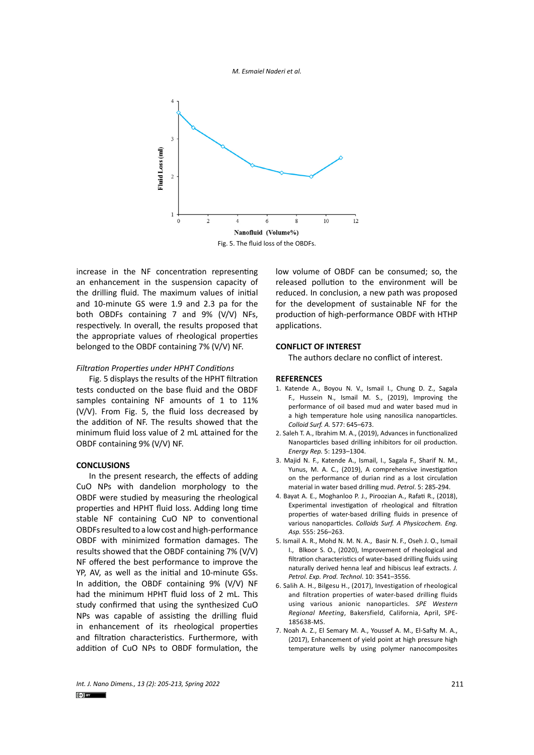Fluid Loss (ml)

4
3
2
1

0 2 4 6 8 10 12

Nanofluid (Volume%)

Fig. 5. The fluid loss of the OBDFs.

increase in the NF concentration representing an enhancement in the suspension capacity of the drilling fluid. The maximum values of initial and 10-minute GS were 1.9 and 2.3 pa for the both OBDFs containing 7 and 9% (V/V) NFs, respectively. In overall, the results proposed that the appropriate values of rheological properties belonged to the OBDF containing 7% (V/V) NF.

*Filtration Properties under HPHT Conditions*

Fig. 5 displays the results of the HPHT filtration tests conducted on the base fluid and the OBDF samples containing NF amounts of 1 to 11% (V/V). From Fig. 5, the fluid loss decreased by the addition of NF. The results showed that the minimum fluid loss value of 2 mL attained for the OBDF containing 9% (V/V) NF.

## CONCLUSIONS

In the present research, the effects of adding CuO NPs with dandelion morphology to the OBDF were studied by measuring the rheological properties and HPHT fluid loss. Adding long time stable NF containing CuO NP to conventional OBDFs resulted to a low cost and high-performance OBDF with minimized formation damages. The results showed that the OBDF containing 7% (V/V) NF offered the best performance to improve the YP, AV, as well as the initial and 10-minute GSs. In addition, the OBDF containing 9% (V/V) NF had the minimum HPHT fluid loss of 2 mL. This study confirmed that using the synthesized CuO NPs was capable of assisting the drilling fluid in enhancement of its rheological properties and filtration characteristics. Furthermore, with addition of CuO NPs to OBDF formulation, the low volume of OBDF can be consumed; so, the released pollution to the environment will be reduced. In conclusion, a new path was proposed for the development of sustainable NF for the production of high-performance OBDF with HTHP applications.

## CONFLICT OF INTEREST

The authors declare no conflict of interest.

## REFERENCES

1. Katende A., Boyou N. V., Ismail I., Chung D. Z., Sagala F., Hussein N., Ismail M. S., (2019), Improving the performance of oil based mud and water based mud in a high temperature hole using nanosilica nanoparticles. *Colloid Surf. A.* 577: 645–673.
2. Saleh T. A., Ibrahim M. A., (2019), Advances in functionalized Nanoparticles based drilling inhibitors for oil production. *Energy Rep.* 5: 1293–1304.
3. Majid N. F., Katende A., Ismail, I., Sagala F., Sharif N. M., Yunus, M. A. C., (2019), A comprehensive investigation on the performance of durian rind as a lost circulation material in water based drilling mud. *Petrol.* 5: 285-294.
4. Bayat A. E., Moghanloo P. J., Piroozian A., Rafati R., (2018), Experimental investigation of rheological and filtration properties of water-based drilling fluids in presence of various nanoparticles. *Colloids Surf. A Physicochem. Eng. Asp.* 555: 256–263.
5. Ismail A. R., Mohd N. M. N. A., Basir N. F., Oseh J. O., Ismail I., Blkoor S. O., (2020), Improvement of rheological and filtration characteristics of water-based drilling fluids using naturally derived henna leaf and hibiscus leaf extracts. *J. Petrol. Exp. Prod. Technol.* 10: 3541–3556.
6. Salih A. H., Bilgesu H., (2017), Investigation of rheological and filtration properties of water-based drilling fluids using various anionic nanoparticles. *SPE Western Regional Meeting*, Bakersfield, California, April, SPE-185638-MS.
7. Noah A. Z., El Semary M. A., Youssef A. M., El-Safty M. A., (2017), Enhancement of yield point at high pressure high temperature wells by using polymer nanocomposites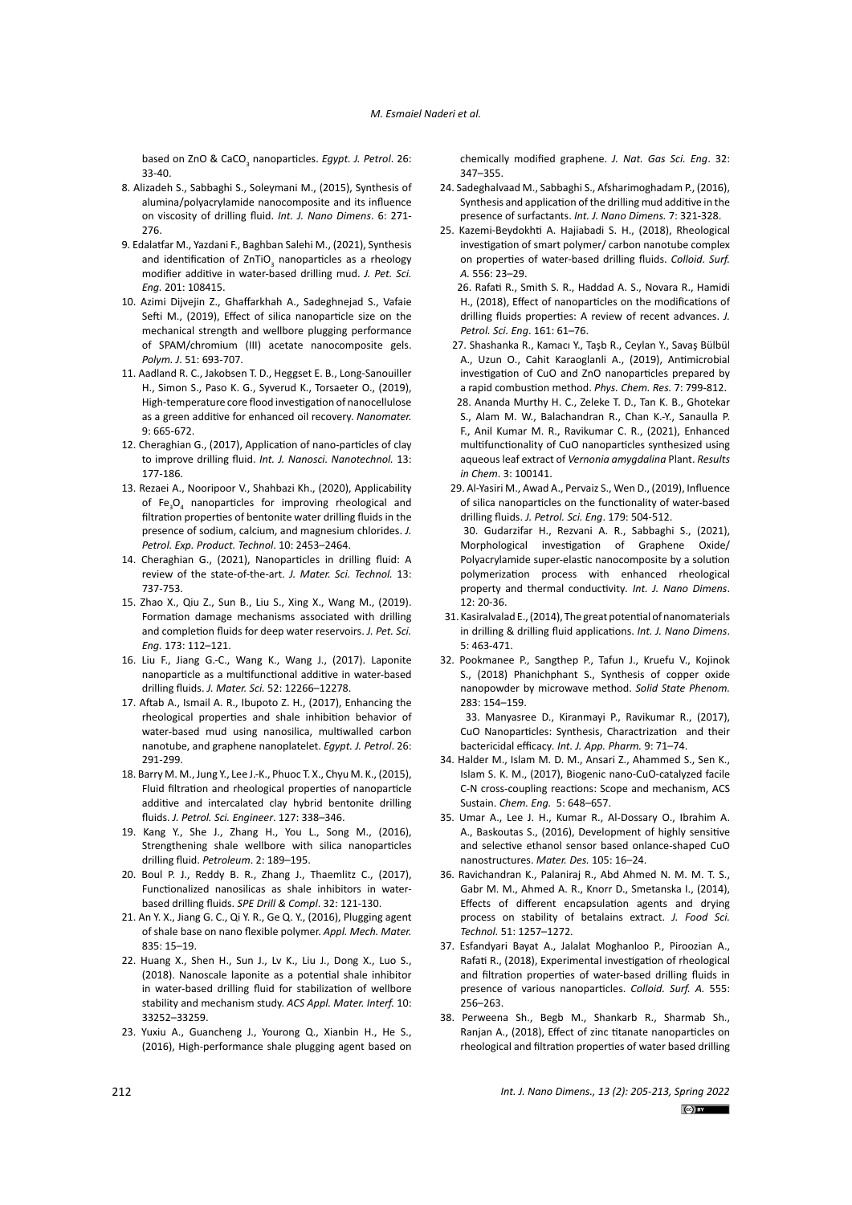based on ZnO & $CaCO_3$ nanoparticles. *Egypt. J. Petrol*. 26: 33-40.

8. Alizadeh S., Sabbaghi S., Soleymani M., (2015), Synthesis of alumina/polyacrylamide nanocomposite and its influence on viscosity of drilling fluid. *Int. J. Nano Dimens*. 6: 271-276.
9. Edalatfar M., Yazdani F., Baghban Salehi M., (2021), Synthesis and identification of $ZnTiO_3$ nanoparticles as a rheology modifier additive in water-based drilling mud. *J. Pet. Sci. Eng.* 201: 108415.
10. Azimi Dijvejin Z., Ghaffarkhah A., Sadeghnejad S., Vafaie Sefti M., (2019), Effect of silica nanoparticle size on the mechanical strength and wellbore plugging performance of SPAM/chromium (III) acetate nanocomposite gels. *Polym. J*. 51: 693-707.
11. Aadland R. C., Jakobsen T. D., Heggset E. B., Long-Sanouiller H., Simon S., Paso K. G., Syverud K., Torsaeter O., (2019), High-temperature core flood investigation of nanocellulose as a green additive for enhanced oil recovery. *Nanomater.* 9: 665-672.
12. Cheraghian G., (2017), Application of nano-particles of clay to improve drilling fluid. *Int. J. Nanosci. Nanotechnol.* 13: 177-186.
13. Rezaei A., Nooripoor V., Shahbazi Kh., (2020), Applicability of $Fe_3O_4$ nanoparticles for improving rheological and filtration properties of bentonite water drilling fluids in the presence of sodium, calcium, and magnesium chlorides. *J. Petrol. Exp. Product. Technol*. 10: 2453–2464.
14. Cheraghian G., (2021), Nanoparticles in drilling fluid: A review of the state-of-the-art. *J. Mater. Sci. Technol.* 13: 737-753.
15. Zhao X., Qiu Z., Sun B., Liu S., Xing X., Wang M., (2019). Formation damage mechanisms associated with drilling and completion fluids for deep water reservoirs. *J. Pet. Sci. Eng.* 173: 112–121.
16. Liu F., Jiang G.-C., Wang K., Wang J., (2017). Laponite nanoparticle as a multifunctional additive in water-based drilling fluids. *J. Mater. Sci.* 52: 12266–12278.
17. Aftab A., Ismail A. R., Ibupoto Z. H., (2017), Enhancing the rheological properties and shale inhibition behavior of water-based mud using nanosilica, multiwalled carbon nanotube, and graphene nanoplatelet. *Egypt. J. Petrol*. 26: 291-299.
18. Barry M. M., Jung Y., Lee J.-K., Phuoc T. X., Chyu M. K., (2015), Fluid filtration and rheological properties of nanoparticle additive and intercalated clay hybrid bentonite drilling fluids. *J. Petrol. Sci. Engineer*. 127: 338–346.
19. Kang Y., She J., Zhang H., You L., Song M., (2016), Strengthening shale wellbore with silica nanoparticles drilling fluid. *Petroleum*. 2: 189–195.
20. Boul P. J., Reddy B. R., Zhang J., Thaemlitz C., (2017), Functionalized nanosilicas as shale inhibitors in water-based drilling fluids. *SPE Drill & Compl*. 32: 121-130.
21. An Y. X., Jiang G. C., Qi Y. R., Ge Q. Y., (2016), Plugging agent of shale base on nano flexible polymer. *Appl. Mech. Mater.* 835: 15–19.
22. Huang X., Shen H., Sun J., Lv K., Liu J., Dong X., Luo S., (2018). Nanoscale laponite as a potential shale inhibitor in water-based drilling fluid for stabilization of wellbore stability and mechanism study. *ACS Appl. Mater. Interf.* 10: 33252–33259.
23. Yuxiu A., Guancheng J., Yourong Q., Xianbin H., He S., (2016), High-performance shale plugging agent based on chemically modified graphene. *J. Nat. Gas Sci. Eng*. 32: 347–355.
24. Sadeghalvaad M., Sabbaghi S., Afsharimoghadam P., (2016), Synthesis and application of the drilling mud additive in the presence of surfactants. *Int. J. Nano Dimens.* 7: 321-328.
25. Kazemi-Beydokhti A. Hajiabadi S. H., (2018), Rheological investigation of smart polymer/ carbon nanotube complex on properties of water-based drilling fluids. *Colloid. Surf. A.* 556: 23–29.
26. Rafati R., Smith S. R., Haddad A. S., Novara R., Hamidi H., (2018), Effect of nanoparticles on the modifications of drilling fluids properties: A review of recent advances. *J. Petrol. Sci. Eng*. 161: 61–76.
27. Shashanka R., Kamacı Y., Taşb R., Ceylan Y., Savaş Bülbül A., Uzun O., Cahit Karaoglanli A., (2019), Antimicrobial investigation of CuO and ZnO nanoparticles prepared by a rapid combustion method. *Phys. Chem. Res.* 7: 799-812.
28. Ananda Murthy H. C., Zeleke T. D., Tan K. B., Ghotekar S., Alam M. W., Balachandran R., Chan K.-Y., Sanaulla P. F., Anil Kumar M. R., Ravikumar C. R., (2021), Enhanced multifunctionality of CuO nanoparticles synthesized using aqueous leaf extract of *Vernonia amygdalina* Plant. *Results in Chem*. 3: 100141.
29. Al-Yasiri M., Awad A., Pervaiz S., Wen D., (2019), Influence of silica nanoparticles on the functionality of water-based drilling fluids. *J. Petrol. Sci. Eng*. 179: 504-512.
30. Gudarzifar H., Rezvani A. R., Sabbaghi S., (2021), Morphological investigation of Graphene Oxide/ Polyacrylamide super-elastic nanocomposite by a solution polymerization process with enhanced rheological property and thermal conductivity. *Int. J. Nano Dimens*. 12: 20-36.
31. Kasiralvalad E., (2014), The great potential of nanomaterials in drilling & drilling fluid applications. *Int. J. Nano Dimens*. 5: 463-471.
32. Pookmanee P., Sangthep P., Tafun J., Kruefu V., Kojinok S., (2018) Phanichphant S., Synthesis of copper oxide nanopowder by microwave method. *Solid State Phenom.* 283: 154–159.
33. Manyasree D., Kiranmayi P., Ravikumar R., (2017), CuO Nanoparticles: Synthesis, Charactrization and their bactericidal efficacy. *Int. J. App. Pharm.* 9: 71–74.
34. Halder M., Islam M. D. M., Ansari Z., Ahammed S., Sen K., Islam S. K. M., (2017), Biogenic nano-CuO-catalyzed facile C-N cross-coupling reactions: Scope and mechanism, ACS Sustain. *Chem. Eng.* 5: 648–657.
35. Umar A., Lee J. H., Kumar R., Al-Dossary O., Ibrahim A. A., Baskoutas S., (2016), Development of highly sensitive and selective ethanol sensor based onlance-shaped CuO nanostructures. *Mater. Des.* 105: 16–24.
36. Ravichandran K., Palaniraj R., Abd Ahmed N. M. M. T. S., Gabr M. M., Ahmed A. R., Knorr D., Smetanska I., (2014), Effects of different encapsulation agents and drying process on stability of betalains extract. *J. Food Sci. Technol.* 51: 1257–1272.
37. Esfandyari Bayat A., Jalalat Moghanloo P., Piroozian A., Rafati R., (2018), Experimental investigation of rheological and filtration properties of water-based drilling fluids in presence of various nanoparticles. *Colloid. Surf. A.* 555: 256–263.
38. Perweena Sh., Begb M., Shankarb R., Sharmab Sh., Ranjan A., (2018), Effect of zinc titanate nanoparticles on rheological and filtration properties of water based drilling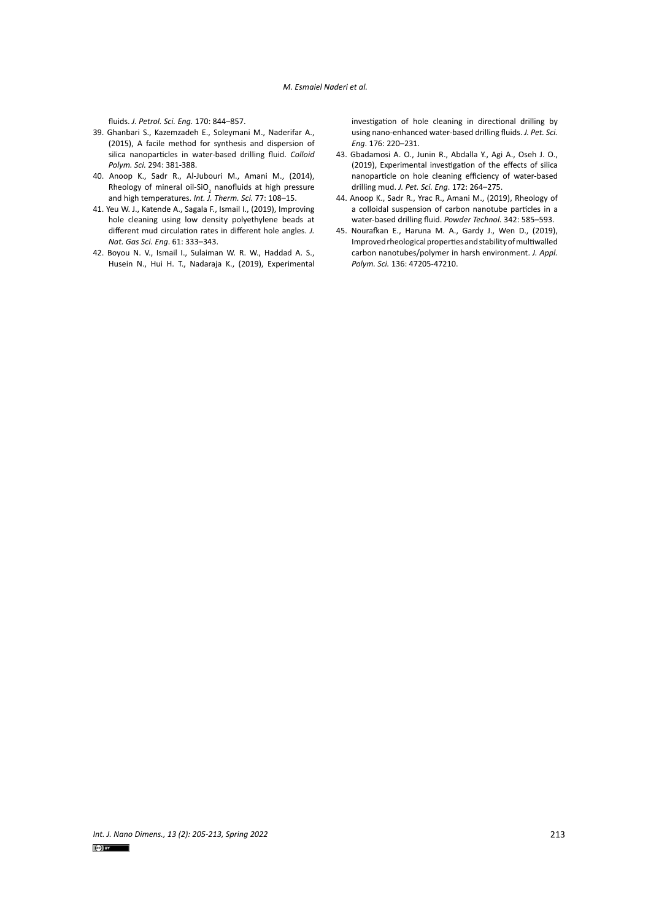fluids. *J. Petrol. Sci. Eng.* 170: 844–857.

39. Ghanbari S., Kazemzadeh E., Soleymani M., Naderifar A., (2015), A facile method for synthesis and dispersion of silica nanoparticles in water-based drilling fluid. *Colloid Polym. Sci.* 294: 381-388.
40. Anoop K., Sadr R., Al-Jubouri M., Amani M., (2014), Rheology of mineral oil-$SiO_2$ nanofluids at high pressure and high temperatures. *Int. J. Therm. Sci.* 77: 108–15.
41. Yeu W. J., Katende A., Sagala F., Ismail I., (2019), Improving hole cleaning using low density polyethylene beads at different mud circulation rates in different hole angles. *J. Nat. Gas Sci. Eng*. 61: 333–343.
42. Boyou N. V., Ismail I., Sulaiman W. R. W., Haddad A. S., Husein N., Hui H. T., Nadaraja K., (2019), Experimental investigation of hole cleaning in directional drilling by using nano-enhanced water-based drilling fluids. *J. Pet. Sci. Eng*. 176: 220–231.
43. Gbadamosi A. O., Junin R., Abdalla Y., Agi A., Oseh J. O., (2019), Experimental investigation of the effects of silica nanoparticle on hole cleaning efficiency of water-based drilling mud. *J. Pet. Sci. Eng*. 172: 264–275.
44. Anoop K., Sadr R., Yrac R., Amani M., (2019), Rheology of a colloidal suspension of carbon nanotube particles in a water-based drilling fluid. *Powder Technol.* 342: 585–593.
45. Nourafkan E., Haruna M. A., Gardy J., Wen D., (2019), Improved rheological properties and stability of multiwalled carbon nanotubes/polymer in harsh environment. *J. Appl. Polym. Sci.* 136: 47205-47210.